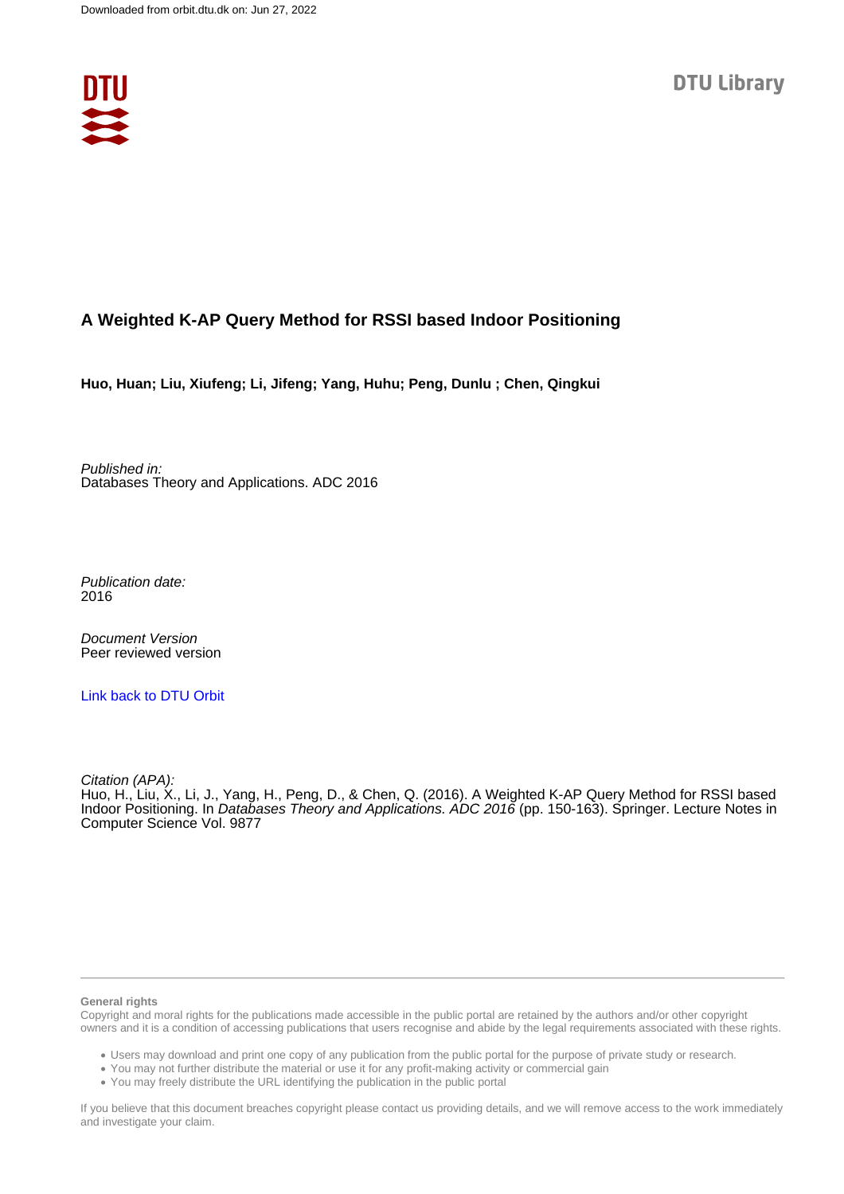Downloaded from orbit.dtu.dk on: Jun 27, 2022

DTU Library

# A Weighted K-AP Query Method for RSSI based Indoor Positioning

**Huo, Huan; Liu, Xiufeng; Li, Jifeng; Yang, Huhu; Peng, Dunlu ; Chen, Qingkui**

*Published in:*
Databases Theory and Applications. ADC 2016

*Publication date:*
2016

*Document Version*
Peer reviewed version

Link back to DTU Orbit

*Citation (APA):*
Huo, H., Liu, X., Li, J., Yang, H., Peng, D., & Chen, Q. (2016). A Weighted K-AP Query Method for RSSI based Indoor Positioning. In *Databases Theory and Applications. ADC 2016* (pp. 150-163). Springer. Lecture Notes in Computer Science Vol. 9877

**General rights**

Copyright and moral rights for the publications made accessible in the public portal are retained by the authors and/or other copyright owners and it is a condition of accessing publications that users recognise and abide by the legal requirements associated with these rights.

- Users may download and print one copy of any publication from the public portal for the purpose of private study or research.
- You may not further distribute the material or use it for any profit-making activity or commercial gain
- You may freely distribute the URL identifying the publication in the public portal

If you believe that this document breaches copyright please contact us providing details, and we will remove access to the work immediately and investigate your claim.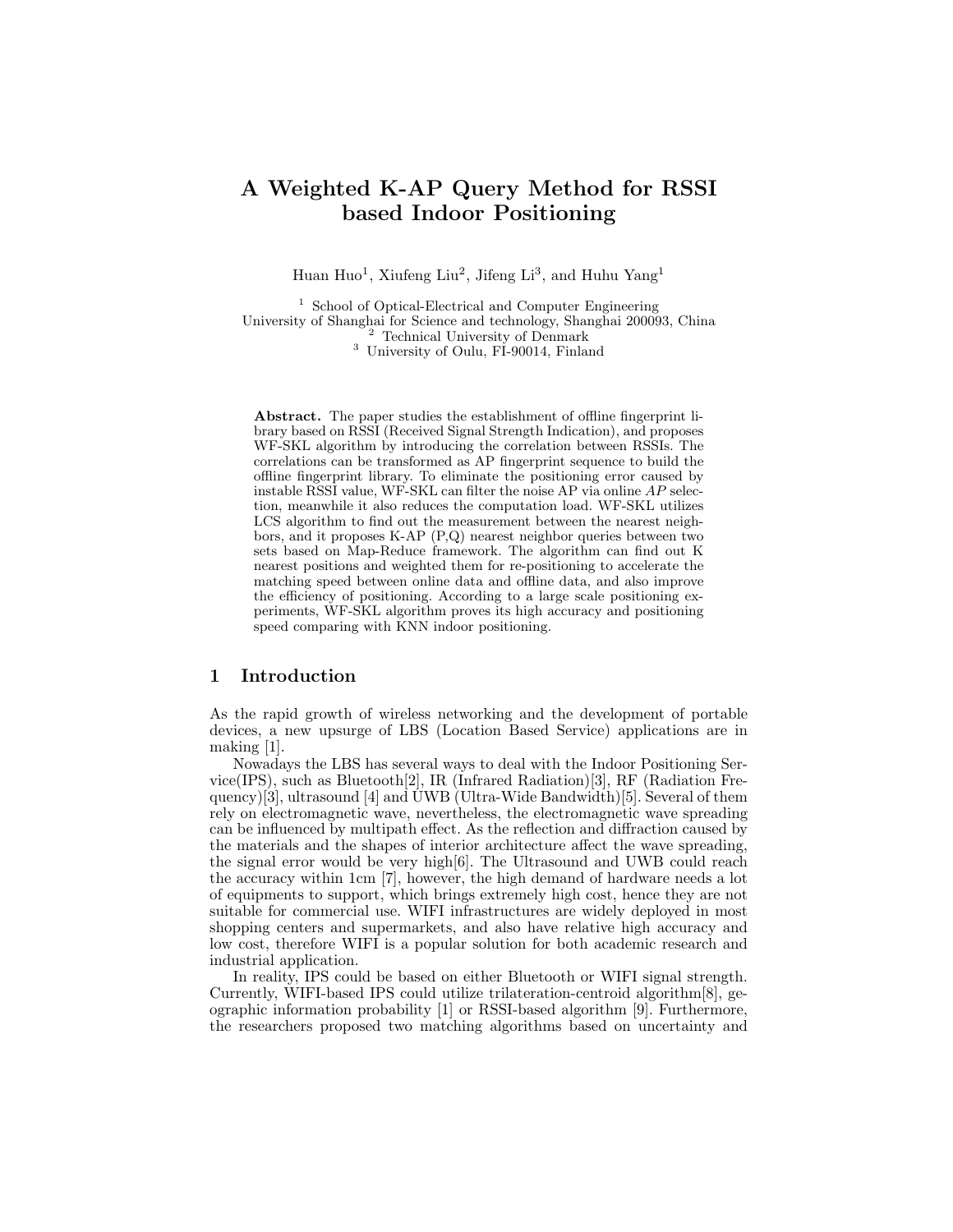# A Weighted K-AP Query Method for RSSI based Indoor Positioning

Huan Huo[1], Xiufeng Liu[2], Jifeng Li[3], and Huhu Yang[1]

[1] School of Optical-Electrical and Computer Engineering
University of Shanghai for Science and technology, Shanghai 200093, China
[2] Technical University of Denmark
[3] University of Oulu, FI-90014, Finland

**Abstract.** The paper studies the establishment of offline fingerprint library based on RSSI (Received Signal Strength Indication), and proposes WF-SKL algorithm by introducing the correlation between RSSIs. The correlations can be transformed as AP fingerprint sequence to build the offline fingerprint library. To eliminate the positioning error caused by instable RSSI value, WF-SKL can filter the noise AP via online *AP* selection, meanwhile it also reduces the computation load. WF-SKL utilizes LCS algorithm to find out the measurement between the nearest neighbors, and it proposes K-AP (P,Q) nearest neighbor queries between two sets based on Map-Reduce framework. The algorithm can find out K nearest positions and weighted them for re-positioning to accelerate the matching speed between online data and offline data, and also improve the efficiency of positioning. According to a large scale positioning experiments, WF-SKL algorithm proves its high accuracy and positioning speed comparing with KNN indoor positioning.

## 1 Introduction

As the rapid growth of wireless networking and the development of portable devices, a new upsurge of LBS (Location Based Service) applications are in making [1].

Nowadays the LBS has several ways to deal with the Indoor Positioning Service(IPS), such as Bluetooth[2], IR (Infrared Radiation)[3], RF (Radiation Frequency)[3], ultrasound [4] and UWB (Ultra-Wide Bandwidth)[5]. Several of them rely on electromagnetic wave, nevertheless, the electromagnetic wave spreading can be influenced by multipath effect. As the reflection and diffraction caused by the materials and the shapes of interior architecture affect the wave spreading, the signal error would be very high[6]. The Ultrasound and UWB could reach the accuracy within 1cm [7], however, the high demand of hardware needs a lot of equipments to support, which brings extremely high cost, hence they are not suitable for commercial use. WIFI infrastructures are widely deployed in most shopping centers and supermarkets, and also have relative high accuracy and low cost, therefore WIFI is a popular solution for both academic research and industrial application.

In reality, IPS could be based on either Bluetooth or WIFI signal strength. Currently, WIFI-based IPS could utilize trilateration-centroid algorithm[8], geographic information probability [1] or RSSI-based algorithm [9]. Furthermore, the researchers proposed two matching algorithms based on uncertainty and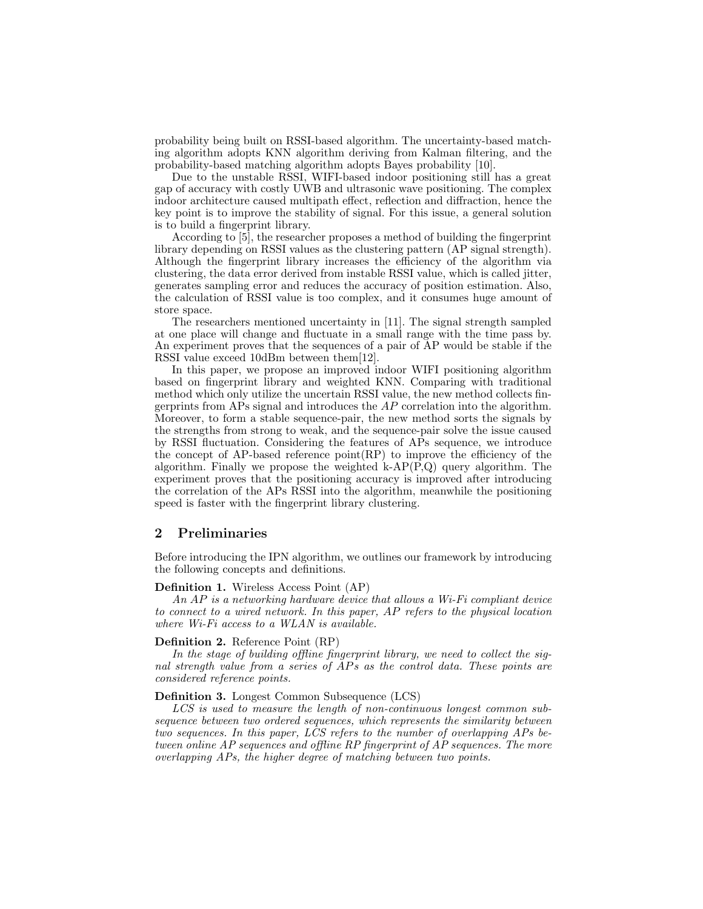probability being built on RSSI-based algorithm. The uncertainty-based matching algorithm adopts KNN algorithm deriving from Kalman filtering, and the probability-based matching algorithm adopts Bayes probability [10].

Due to the unstable RSSI, WIFI-based indoor positioning still has a great gap of accuracy with costly UWB and ultrasonic wave positioning. The complex indoor architecture caused multipath effect, reflection and diffraction, hence the key point is to improve the stability of signal. For this issue, a general solution is to build a fingerprint library.

According to [5], the researcher proposes a method of building the fingerprint library depending on RSSI values as the clustering pattern (AP signal strength). Although the fingerprint library increases the efficiency of the algorithm via clustering, the data error derived from instable RSSI value, which is called jitter, generates sampling error and reduces the accuracy of position estimation. Also, the calculation of RSSI value is too complex, and it consumes huge amount of store space.

The researchers mentioned uncertainty in [11]. The signal strength sampled at one place will change and fluctuate in a small range with the time pass by. An experiment proves that the sequences of a pair of AP would be stable if the RSSI value exceed 10dBm between them[12].

In this paper, we propose an improved indoor WIFI positioning algorithm based on fingerprint library and weighted KNN. Comparing with traditional method which only utilize the uncertain RSSI value, the new method collects fingerprints from APs signal and introduces the $AP$ correlation into the algorithm. Moreover, to form a stable sequence-pair, the new method sorts the signals by the strengths from strong to weak, and the sequence-pair solve the issue caused by RSSI fluctuation. Considering the features of APs sequence, we introduce the concept of AP-based reference point(RP) to improve the efficiency of the algorithm. Finally we propose the weighted k-AP(P,Q) query algorithm. The experiment proves that the positioning accuracy is improved after introducing the correlation of the APs RSSI into the algorithm, meanwhile the positioning speed is faster with the fingerprint library clustering.

## 2 Preliminaries

Before introducing the IPN algorithm, we outlines our framework by introducing the following concepts and definitions.

**Definition 1.** Wireless Access Point (AP)

*An AP is a networking hardware device that allows a Wi-Fi compliant device to connect to a wired network. In this paper, AP refers to the physical location where Wi-Fi access to a WLAN is available.*

**Definition 2.** Reference Point (RP)

*In the stage of building offline fingerprint library, we need to collect the signal strength value from a series of APs as the control data. These points are considered reference points.*

**Definition 3.** Longest Common Subsequence (LCS)

*LCS is used to measure the length of non-continuous longest common subsequence between two ordered sequences, which represents the similarity between two sequences. In this paper, LCS refers to the number of overlapping APs between online AP sequences and offline RP fingerprint of AP sequences. The more overlapping APs, the higher degree of matching between two points.*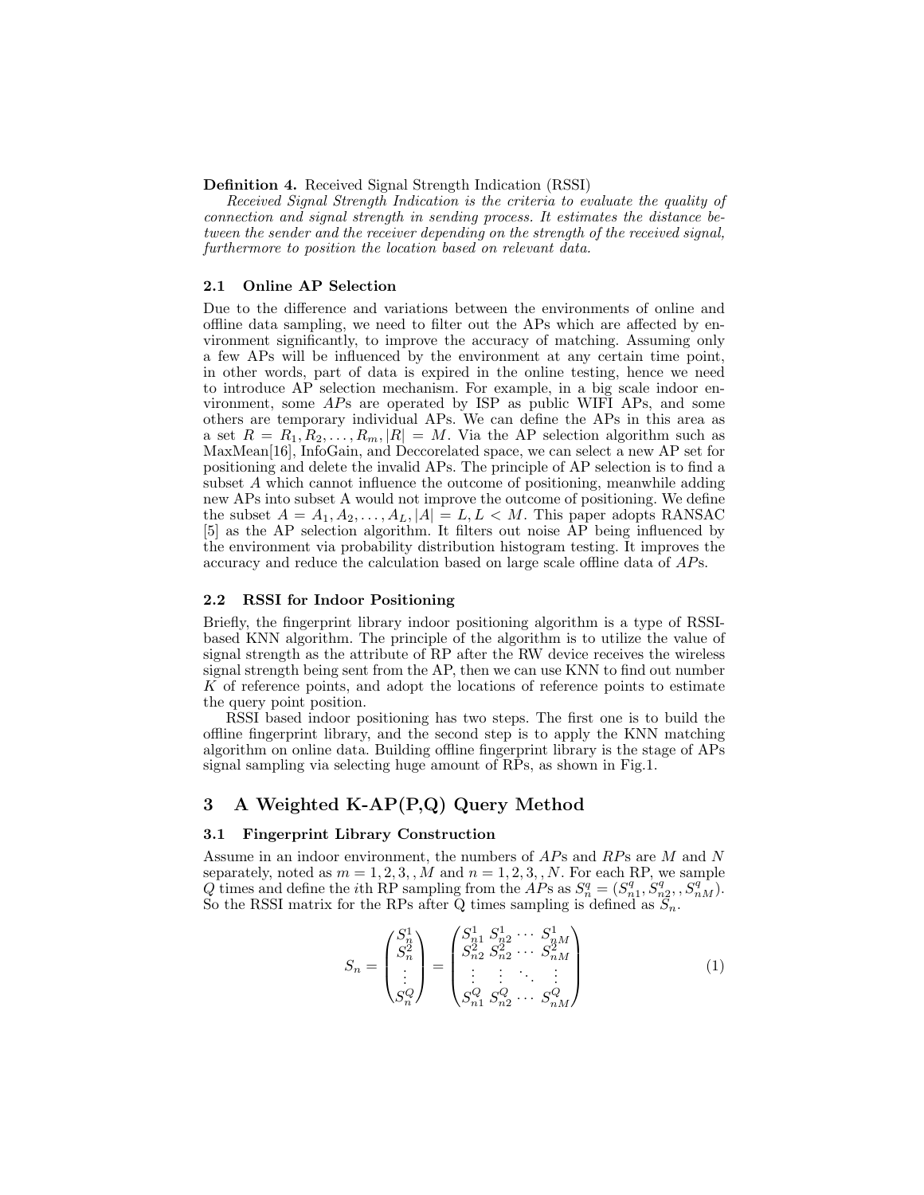**Definition 4.** Received Signal Strength Indication (RSSI)

*Received Signal Strength Indication is the criteria to evaluate the quality of connection and signal strength in sending process. It estimates the distance between the sender and the receiver depending on the strength of the received signal, furthermore to position the location based on relevant data.*

### 2.1 Online AP Selection

Due to the difference and variations between the environments of online and offline data sampling, we need to filter out the APs which are affected by environment significantly, to improve the accuracy of matching. Assuming only a few APs will be influenced by the environment at any certain time point, in other words, part of data is expired in the online testing, hence we need to introduce AP selection mechanism. For example, in a big scale indoor environment, some $AP$s are operated by ISP as public WIFI APs, and some others are temporary individual APs. We can define the APs in this area as a set $R = R_1, R_2, \ldots, R_m, |R| = M$. Via the AP selection algorithm such as MaxMean[16], InfoGain, and Deccorelated space, we can select a new AP set for positioning and delete the invalid APs. The principle of AP selection is to find a subset $A$ which cannot influence the outcome of positioning, meanwhile adding new APs into subset A would not improve the outcome of positioning. We define the subset $A = A_1, A_2, \ldots, A_L, |A| = L, L < M$. This paper adopts RANSAC [5] as the AP selection algorithm. It filters out noise AP being influenced by the environment via probability distribution histogram testing. It improves the accuracy and reduce the calculation based on large scale offline data of $AP$s.

### 2.2 RSSI for Indoor Positioning

Briefly, the fingerprint library indoor positioning algorithm is a type of RSSI-based KNN algorithm. The principle of the algorithm is to utilize the value of signal strength as the attribute of RP after the RW device receives the wireless signal strength being sent from the AP, then we can use KNN to find out number $K$ of reference points, and adopt the locations of reference points to estimate the query point position.

RSSI based indoor positioning has two steps. The first one is to build the offline fingerprint library, and the second step is to apply the KNN matching algorithm on online data. Building offline fingerprint library is the stage of APs signal sampling via selecting huge amount of RPs, as shown in Fig.1.

## 3 A Weighted K-AP(P,Q) Query Method

### 3.1 Fingerprint Library Construction

Assume in an indoor environment, the numbers of $AP$s and $RP$s are $M$ and $N$ separately, noted as $m = 1, 2, 3, , M$ and $n = 1, 2, 3, , N$. For each RP, we sample $Q$ times and define the $i$th RP sampling from the $AP$s as $S_n^q = (S_{n1}^q, S_{n2}^q, , S_{nM}^q)$. So the RSSI matrix for the RPs after Q times sampling is defined as $S_n$.

$$S_n = \begin{pmatrix} S_n^1 \\ S_n^2 \\ \vdots \\ S_n^Q \end{pmatrix} = \begin{pmatrix} S_{n1}^1 & S_{n2}^1 & \cdots & S_{nM}^1 \\ S_{n2}^2 & S_{n2}^2 & \cdots & S_{nM}^2 \\ \vdots & \vdots & \ddots & \vdots \\ S_{n1}^Q & S_{n2}^Q & \cdots & S_{nM}^Q \end{pmatrix} \tag{1}$$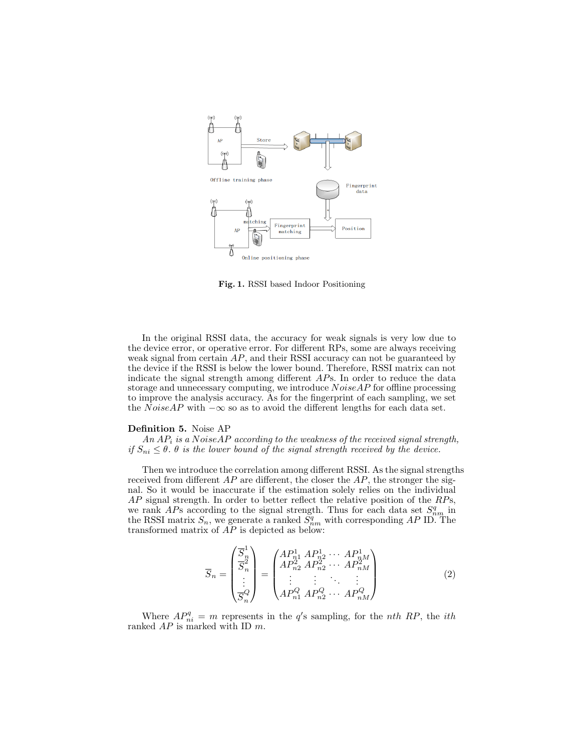**Fig. 1.** RSSI based Indoor Positioning

In the original RSSI data, the accuracy for weak signals is very low due to the device error, or operative error. For different RPs, some are always receiving weak signal from certain $AP$, and their RSSI accuracy can not be guaranteed by the device if the RSSI is below the lower bound. Therefore, RSSI matrix can not indicate the signal strength among different $AP$s. In order to reduce the data storage and unnecessary computing, we introduce $NoiseAP$ for offline processing to improve the analysis accuracy. As for the fingerprint of each sampling, we set the $NoiseAP$ with $-\infty$ so as to avoid the different lengths for each data set.

**Definition 5.** Noise AP
*An $AP_i$ is a $NoiseAP$ according to the weakness of the received signal strength, if $S_{ni} \leq \theta$. $\theta$ is the lower bound of the signal strength received by the device.*

Then we introduce the correlation among different RSSI. As the signal strengths received from different $AP$ are different, the closer the $AP$, the stronger the signal. So it would be inaccurate if the estimation solely relies on the individual $AP$ signal strength. In order to better reflect the relative position of the $RP$s, we rank $AP$s according to the signal strength. Thus for each data set $S^q_{nm}$ in the RSSI matrix $S_n$, we generate a ranked $\overline{S}^q_{nm}$ with corresponding $AP$ ID. The transformed matrix of $AP$ is depicted as below:

$$
\overline{S}_n = \begin{pmatrix} \overline{S}^1_n \\ \overline{S}^2_n \\ \vdots \\ \overline{S}^Q_n \end{pmatrix} = \begin{pmatrix} AP^1_{n1} & AP^1_{n2} & \cdots & AP^1_{nM} \\ AP^2_{n2} & AP^2_{n2} & \cdots & AP^2_{nM} \\ \vdots & \vdots & \ddots & \vdots \\ AP^Q_{n1} & AP^Q_{n2} & \cdots & AP^Q_{nM} \end{pmatrix} \tag{2}
$$

Where $AP^q_{ni} = m$ represents in the $q'$s sampling, for the $nth$ $RP$, the $ith$ ranked $AP$ is marked with ID $m$.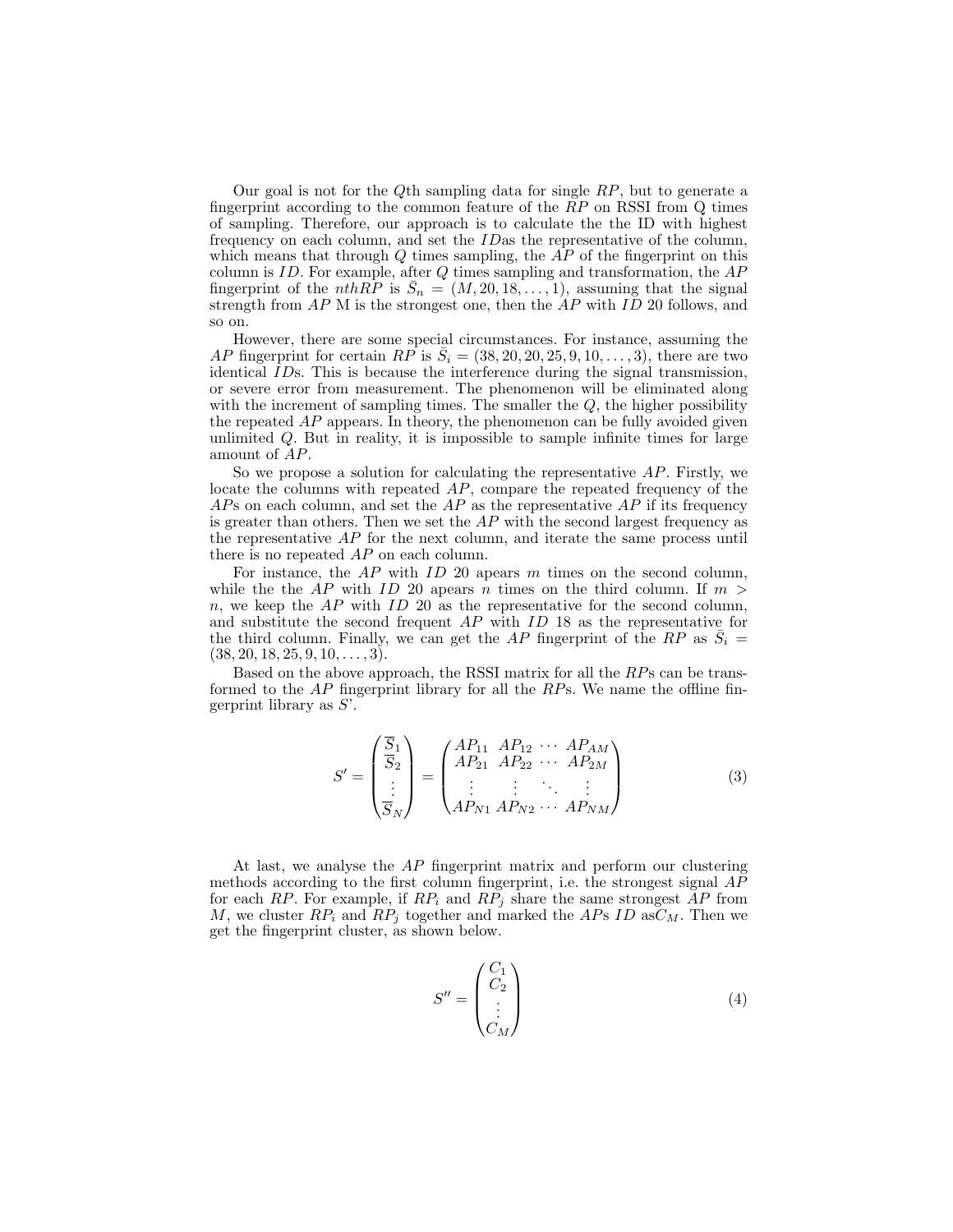Our goal is not for the $Q$th sampling data for single $RP$, but to generate a fingerprint according to the common feature of the $RP$ on RSSI from Q times of sampling. Therefore, our approach is to calculate the the ID with highest frequency on each column, and set the $ID$as the representative of the column, which means that through $Q$ times sampling, the $AP$ of the fingerprint on this column is $ID$. For example, after $Q$ times sampling and transformation, the $AP$ fingerprint of the $nthRP$ is $\bar{S}_n = (M, 20, 18, \ldots, 1)$, assuming that the signal strength from $AP$ M is the strongest one, then the $AP$ with $ID$ 20 follows, and so on.

However, there are some special circumstances. For instance, assuming the $AP$ fingerprint for certain $RP$ is $\bar{S}_i = (38, 20, 20, 25, 9, 10, \ldots, 3)$, there are two identical $ID$s. This is because the interference during the signal transmission, or severe error from measurement. The phenomenon will be eliminated along with the increment of sampling times. The smaller the $Q$, the higher possibility the repeated $AP$ appears. In theory, the phenomenon can be fully avoided given unlimited $Q$. But in reality, it is impossible to sample infinite times for large amount of $AP$.

So we propose a solution for calculating the representative $AP$. Firstly, we locate the columns with repeated $AP$, compare the repeated frequency of the $AP$s on each column, and set the $AP$ as the representative $AP$ if its frequency is greater than others. Then we set the $AP$ with the second largest frequency as the representative $AP$ for the next column, and iterate the same process until there is no repeated $AP$ on each column.

For instance, the $AP$ with $ID$ 20 apears $m$ times on the second column, while the the $AP$ with $ID$ 20 apears $n$ times on the third column. If $m > n$, we keep the $AP$ with $ID$ 20 as the representative for the second column, and substitute the second frequent $AP$ with $ID$ 18 as the representative for the third column. Finally, we can get the $AP$ fingerprint of the $RP$ as $\bar{S}_i = (38, 20, 18, 25, 9, 10, \ldots, 3)$.

Based on the above approach, the RSSI matrix for all the $RP$s can be transformed to the $AP$ fingerprint library for all the $RP$s. We name the offline fingerprint library as $S$'.

$$S' = \begin{pmatrix} \overline{S}_1 \\ \overline{S}_2 \\ \vdots \\ \overline{S}_N \end{pmatrix} = \begin{pmatrix} AP_{11} & AP_{12} & \cdots & AP_{AM} \\ AP_{21} & AP_{22} & \cdots & AP_{2M} \\ \vdots & \vdots & \ddots & \vdots \\ AP_{N1} & AP_{N2} & \cdots & AP_{NM} \end{pmatrix} \tag{3}$$

At last, we analyse the $AP$ fingerprint matrix and perform our clustering methods according to the first column fingerprint, i.e. the strongest signal $AP$ for each $RP$. For example, if $RP_i$ and $RP_j$ share the same strongest $AP$ from $M$, we cluster $RP_i$ and $RP_j$ together and marked the $AP$s $ID$ as$C_M$. Then we get the fingerprint cluster, as shown below.

$$S'' = \begin{pmatrix} C_1 \\ C_2 \\ \vdots \\ C_M \end{pmatrix} \tag{4}$$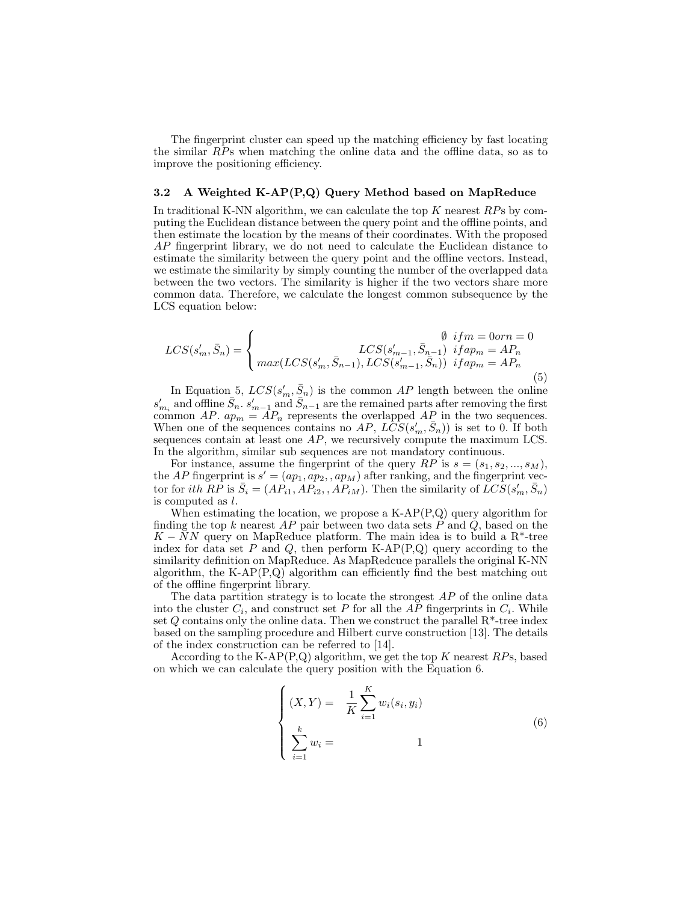The fingerprint cluster can speed up the matching efficiency by fast locating the similar $RP$s when matching the online data and the offline data, so as to improve the positioning efficiency.

### 3.2 A Weighted K-AP(P,Q) Query Method based on MapReduce

In traditional K-NN algorithm, we can calculate the top $K$ nearest $RP$s by computing the Euclidean distance between the query point and the offline points, and then estimate the location by the means of their coordinates. With the proposed $AP$ fingerprint library, we do not need to calculate the Euclidean distance to estimate the similarity between the query point and the offline vectors. Instead, we estimate the similarity by simply counting the number of the overlapped data between the two vectors. The similarity is higher if the two vectors share more common data. Therefore, we calculate the longest common subsequence by the LCS equation below:

$$LCS(s'_m, \bar{S}_n) = \begin{cases} \emptyset & if m = 0 or n = 0 \\ LCS(s'_{m-1}, \bar{S}_{n-1}) & if ap_m = AP_n \\ max(LCS(s'_m, \bar{S}_{n-1}), LCS(s'_{m-1}, \bar{S}_n)) & if ap_m = AP_n \end{cases} \tag{5}$$

In Equation 5, $LCS(s'_m, \bar{S}_n)$ is the common $AP$ length between the online $s'_{m_i}$ and offline $\bar{S}_n$. $s'_{m-1}$ and $\bar{S}_{n-1}$ are the remained parts after removing the first common $AP$. $ap_m = AP_n$ represents the overlapped $AP$ in the two sequences. When one of the sequences contains no $AP$, $LCS(s'_m, \bar{S}_n))$ is set to 0. If both sequences contain at least one $AP$, we recursively compute the maximum LCS. In the algorithm, similar sub sequences are not mandatory continuous.

For instance, assume the fingerprint of the query $RP$ is $s = (s_1, s_2, ..., s_M)$, the $AP$ fingerprint is $s' = (ap_1, ap_2, , ap_M)$ after ranking, and the fingerprint vector for $ith$ $RP$ is $\bar{S}_i = (AP_{i1}, AP_{i2}, , AP_{iM})$. Then the similarity of $LCS(s'_m, \bar{S}_n)$ is computed as $l$.

When estimating the location, we propose a K-AP(P,Q) query algorithm for finding the top $k$ nearest $AP$ pair between two data sets $P$ and $Q$, based on the $K-NN$ query on MapReduce platform. The main idea is to build a R*-tree index for data set $P$ and $Q$, then perform K-AP(P,Q) query according to the similarity definition on MapReduce. As MapRedcuce parallels the original K-NN algorithm, the K-AP(P,Q) algorithm can efficiently find the best matching out of the offline fingerprint library.

The data partition strategy is to locate the strongest $AP$ of the online data into the cluster $C_i$, and construct set $P$ for all the $AP$ fingerprints in $C_i$. While set $Q$ contains only the online data. Then we construct the parallel R*-tree index based on the sampling procedure and Hilbert curve construction [13]. The details of the index construction can be referred to [14].

According to the K-AP(P,Q) algorithm, we get the top $K$ nearest $RP$s, based on which we can calculate the query position with the Equation 6.

$$\begin{cases} (X, Y) = & \frac{1}{K} \sum_{i=1}^{K} w_i(s_i, y_i) \\ \sum_{i=1}^{k} w_i = & 1 \end{cases} \tag{6}$$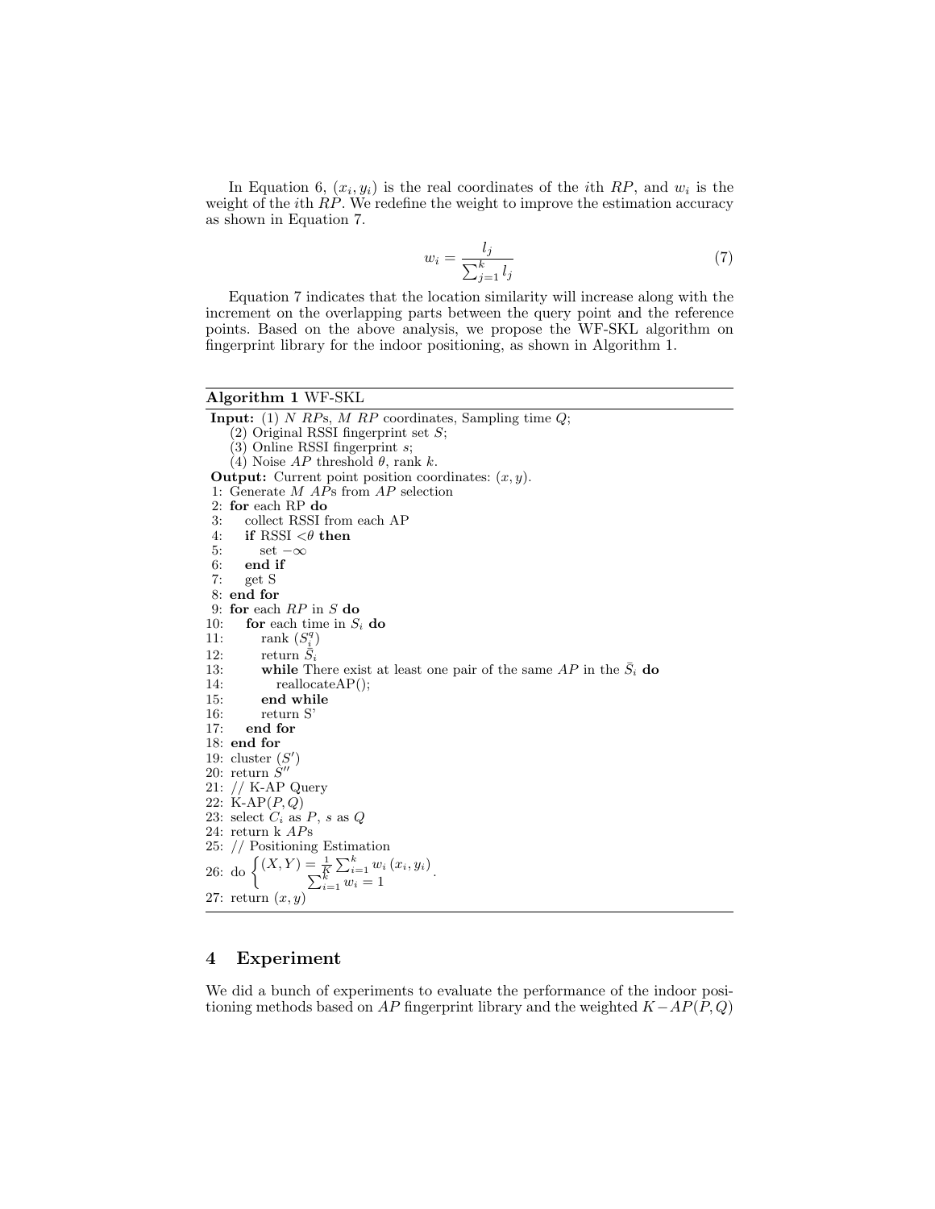In Equation 6, $(x_i, y_i)$ is the real coordinates of the $i$th $RP$, and $w_i$ is the weight of the $i$th $RP$. We redefine the weight to improve the estimation accuracy as shown in Equation 7.

$$w_i = \frac{l_j}{\sum_{j=1}^{k} l_j} \tag{7}$$

Equation 7 indicates that the location similarity will increase along with the increment on the overlapping parts between the query point and the reference points. Based on the above analysis, we propose the WF-SKL algorithm on fingerprint library for the indoor positioning, as shown in Algorithm 1.

---

**Algorithm 1** WF-SKL

---

**Input:** (1) $N$ $RP$s, $M$ $RP$ coordinates, Sampling time $Q$;
(2) Original RSSI fingerprint set $S$;
(3) Online RSSI fingerprint $s$;
(4) Noise $AP$ threshold $\theta$, rank $k$.

**Output:** Current point position coordinates: $(x, y)$.

1: Generate $M$ $AP$s from $AP$ selection
2: **for** each RP **do**
3: &nbsp;&nbsp;&nbsp;&nbsp;collect RSSI from each AP
4: &nbsp;&nbsp;&nbsp;&nbsp;**if** RSSI $<\theta$ **then**
5: &nbsp;&nbsp;&nbsp;&nbsp;&nbsp;&nbsp;&nbsp;&nbsp;set $-\infty$
6: &nbsp;&nbsp;&nbsp;&nbsp;**end if**
7: &nbsp;&nbsp;&nbsp;&nbsp;get S
8: **end for**
9: **for** each $RP$ in $S$ **do**
10: &nbsp;&nbsp;&nbsp;&nbsp;**for** each time in $S_i$ **do**
11: &nbsp;&nbsp;&nbsp;&nbsp;&nbsp;&nbsp;&nbsp;&nbsp;rank $(S_i^q)$
12: &nbsp;&nbsp;&nbsp;&nbsp;&nbsp;&nbsp;&nbsp;&nbsp;return $\bar{S}_i$
13: &nbsp;&nbsp;&nbsp;&nbsp;&nbsp;&nbsp;&nbsp;&nbsp;**while** There exist at least one pair of the same $AP$ in the $\bar{S}_i$ **do**
14: &nbsp;&nbsp;&nbsp;&nbsp;&nbsp;&nbsp;&nbsp;&nbsp;&nbsp;&nbsp;&nbsp;&nbsp;reallocateAP();
15: &nbsp;&nbsp;&nbsp;&nbsp;&nbsp;&nbsp;&nbsp;&nbsp;**end while**
16: &nbsp;&nbsp;&nbsp;&nbsp;&nbsp;&nbsp;&nbsp;&nbsp;return S'
17: &nbsp;&nbsp;&nbsp;&nbsp;**end for**
18: **end for**
19: cluster $(S')$
20: return $S''$
21: // K-AP Query
22: K-AP$(P, Q)$
23: select $C_i$ as $P$, $s$ as $Q$
24: return k $AP$s
25: // Positioning Estimation
26: do $\begin{cases} (X, Y) = \frac{1}{K} \sum_{i=1}^{k} w_i (x_i, y_i) \\ \sum_{i=1}^{k} w_i = 1 \end{cases}$.
27: return $(x, y)$

---

## 4 Experiment

We did a bunch of experiments to evaluate the performance of the indoor positioning methods based on $AP$ fingerprint library and the weighted $K-AP(P, Q)$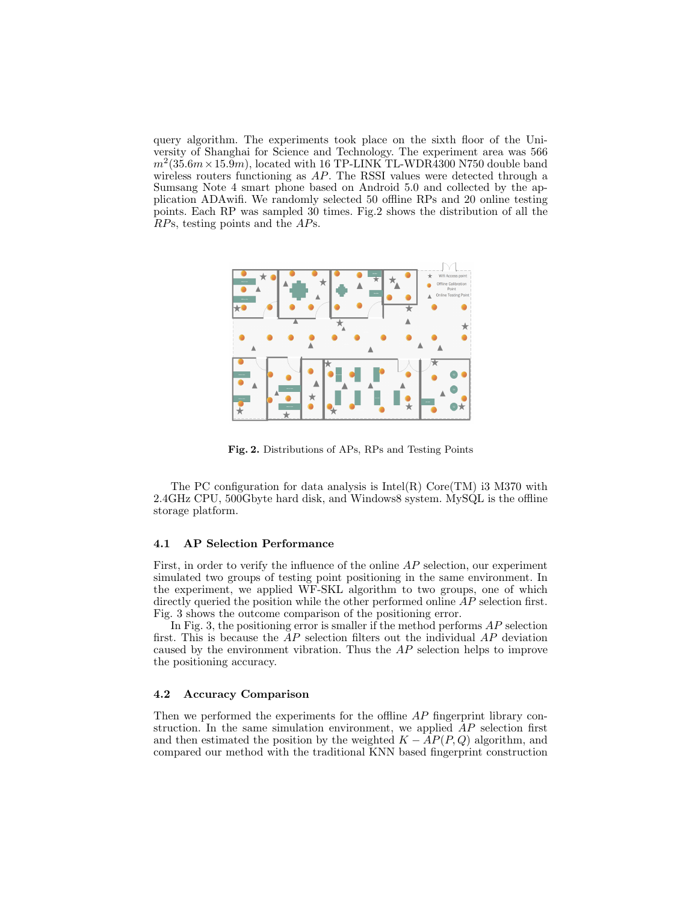query algorithm. The experiments took place on the sixth floor of the University of Shanghai for Science and Technology. The experiment area was 566 $m^2(35.6m \times 15.9m)$, located with 16 TP-LINK TL-WDR4300 N750 double band wireless routers functioning as $AP$. The RSSI values were detected through a Sumsang Note 4 smart phone based on Android 5.0 and collected by the application ADAwifi. We randomly selected 50 offline RPs and 20 online testing points. Each RP was sampled 30 times. Fig.2 shows the distribution of all the $RP$s, testing points and the $AP$s.

**Fig. 2.** Distributions of APs, RPs and Testing Points

The PC configuration for data analysis is Intel(R) Core(TM) i3 M370 with 2.4GHz CPU, 500Gbyte hard disk, and Windows8 system. MySQL is the offline storage platform.

### 4.1 AP Selection Performance

First, in order to verify the influence of the online $AP$ selection, our experiment simulated two groups of testing point positioning in the same environment. In the experiment, we applied WF-SKL algorithm to two groups, one of which directly queried the position while the other performed online $AP$ selection first. Fig. 3 shows the outcome comparison of the positioning error.

In Fig. 3, the positioning error is smaller if the method performs $AP$ selection first. This is because the $AP$ selection filters out the individual $AP$ deviation caused by the environment vibration. Thus the $AP$ selection helps to improve the positioning accuracy.

### 4.2 Accuracy Comparison

Then we performed the experiments for the offline $AP$ fingerprint library construction. In the same simulation environment, we applied $AP$ selection first and then estimated the position by the weighted $K-AP(P,Q)$ algorithm, and compared our method with the traditional KNN based fingerprint construction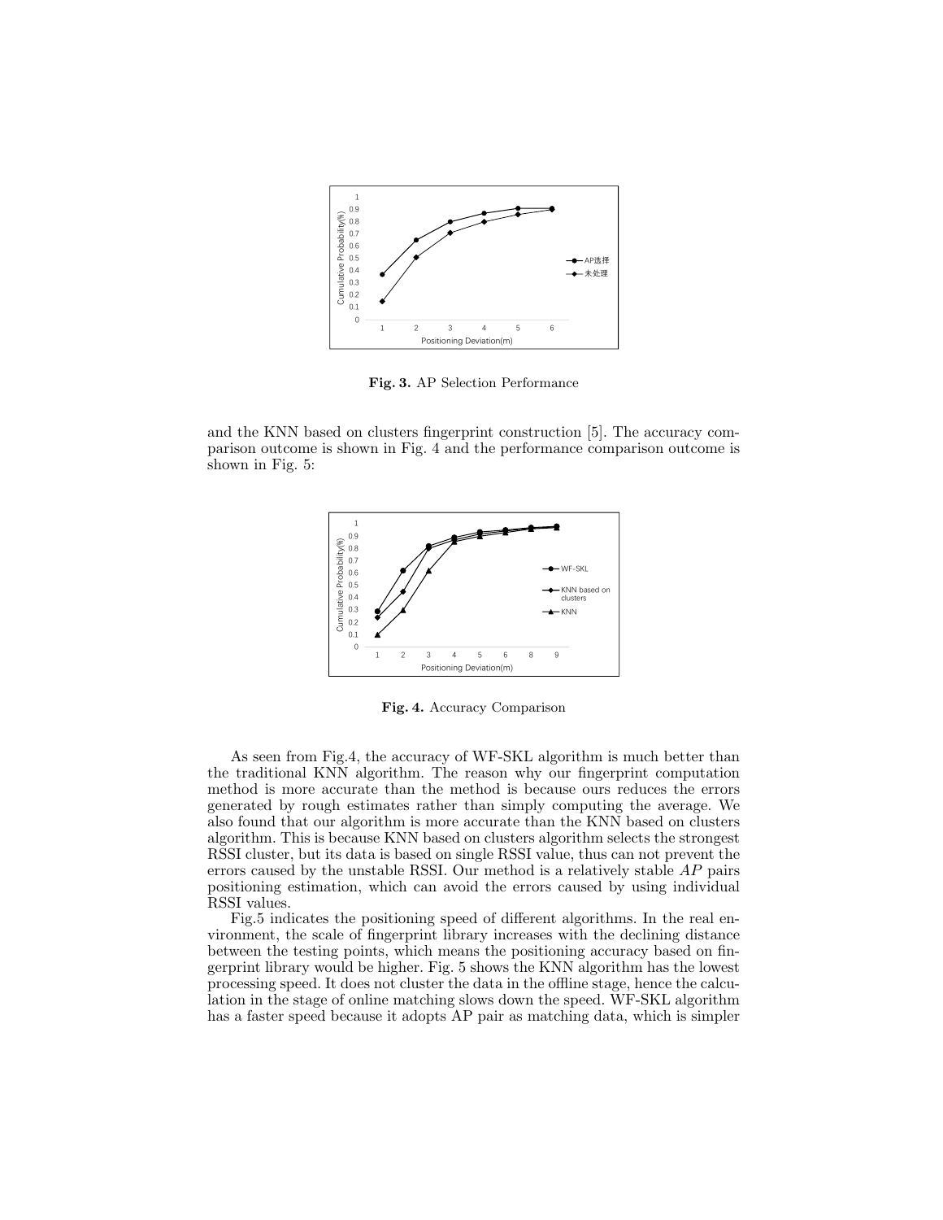**Fig. 3.** AP Selection Performance

and the KNN based on clusters fingerprint construction [5]. The accuracy comparison outcome is shown in Fig. 4 and the performance comparison outcome is shown in Fig. 5:

**Fig. 4.** Accuracy Comparison

As seen from Fig.4, the accuracy of WF-SKL algorithm is much better than the traditional KNN algorithm. The reason why our fingerprint computation method is more accurate than the method is because ours reduces the errors generated by rough estimates rather than simply computing the average. We also found that our algorithm is more accurate than the KNN based on clusters algorithm. This is because KNN based on clusters algorithm selects the strongest RSSI cluster, but its data is based on single RSSI value, thus can not prevent the errors caused by the unstable RSSI. Our method is a relatively stable $AP$ pairs positioning estimation, which can avoid the errors caused by using individual RSSI values.

Fig.5 indicates the positioning speed of different algorithms. In the real environment, the scale of fingerprint library increases with the declining distance between the testing points, which means the positioning accuracy based on fingerprint library would be higher. Fig. 5 shows the KNN algorithm has the lowest processing speed. It does not cluster the data in the offline stage, hence the calculation in the stage of online matching slows down the speed. WF-SKL algorithm has a faster speed because it adopts AP pair as matching data, which is simpler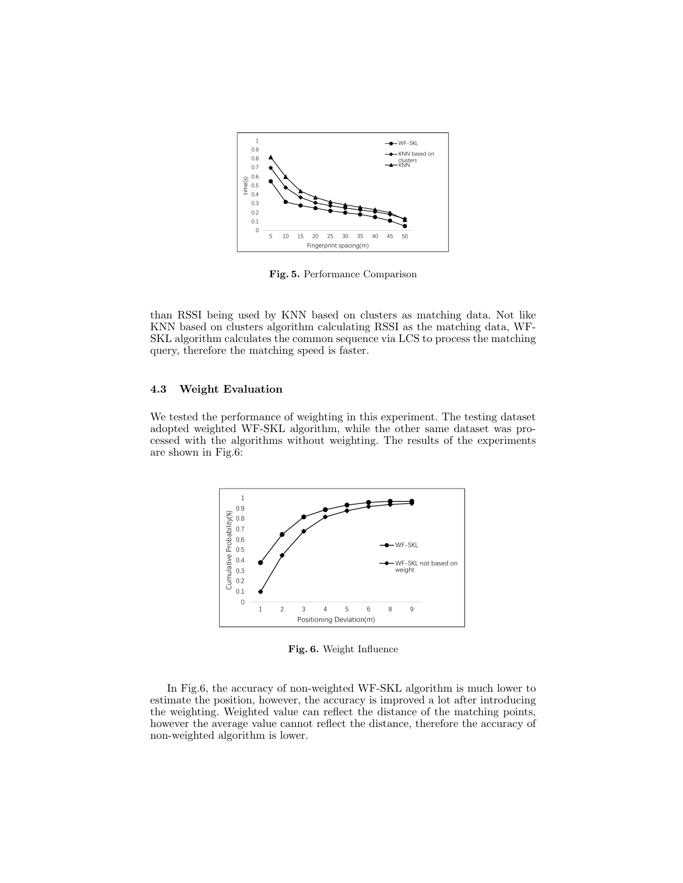**Fig. 5.** Performance Comparison

than RSSI being used by KNN based on clusters as matching data. Not like KNN based on clusters algorithm calculating RSSI as the matching data, WF-SKL algorithm calculates the common sequence via LCS to process the matching query, therefore the matching speed is faster.

### 4.3 Weight Evaluation

We tested the performance of weighting in this experiment. The testing dataset adopted weighted WF-SKL algorithm, while the other same dataset was processed with the algorithms without weighting. The results of the experiments are shown in Fig.6:

**Fig. 6.** Weight Influence

In Fig.6, the accuracy of non-weighted WF-SKL algorithm is much lower to estimate the position, however, the accuracy is improved a lot after introducing the weighting. Weighted value can reflect the distance of the matching points, however the average value cannot reflect the distance, therefore the accuracy of non-weighted algorithm is lower.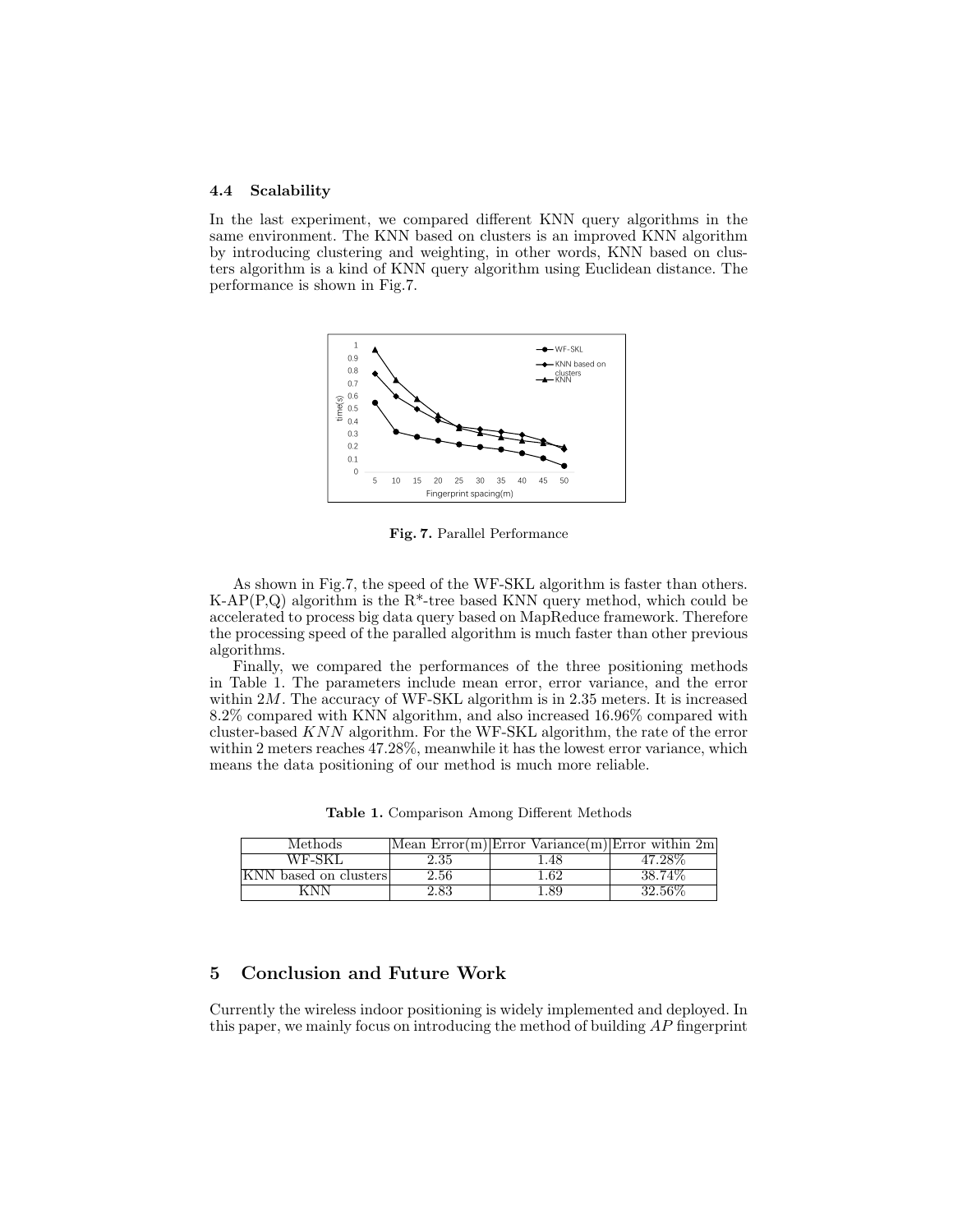### 4.4 Scalability

In the last experiment, we compared different KNN query algorithms in the same environment. The KNN based on clusters is an improved KNN algorithm by introducing clustering and weighting, in other words, KNN based on clusters algorithm is a kind of KNN query algorithm using Euclidean distance. The performance is shown in Fig.7.

**Fig. 7.** Parallel Performance

As shown in Fig.7, the speed of the WF-SKL algorithm is faster than others. K-AP(P,Q) algorithm is the R*-tree based KNN query method, which could be accelerated to process big data query based on MapReduce framework. Therefore the processing speed of the paralled algorithm is much faster than other previous algorithms.

Finally, we compared the performances of the three positioning methods in Table 1. The parameters include mean error, error variance, and the error within $2M$. The accuracy of WF-SKL algorithm is in 2.35 meters. It is increased 8.2% compared with KNN algorithm, and also increased 16.96% compared with cluster-based $KNN$ algorithm. For the WF-SKL algorithm, the rate of the error within 2 meters reaches 47.28%, meanwhile it has the lowest error variance, which means the data positioning of our method is much more reliable.

**Table 1.** Comparison Among Different Methods

| Methods | Mean Error(m) | Error Variance(m) | Error within 2m |
|---|---|---|---|
| WF-SKL | 2.35 | 1.48 | 47.28% |
| KNN based on clusters | 2.56 | 1.62 | 38.74% |
| KNN | 2.83 | 1.89 | 32.56% |

## 5 Conclusion and Future Work

Currently the wireless indoor positioning is widely implemented and deployed. In this paper, we mainly focus on introducing the method of building $AP$ fingerprint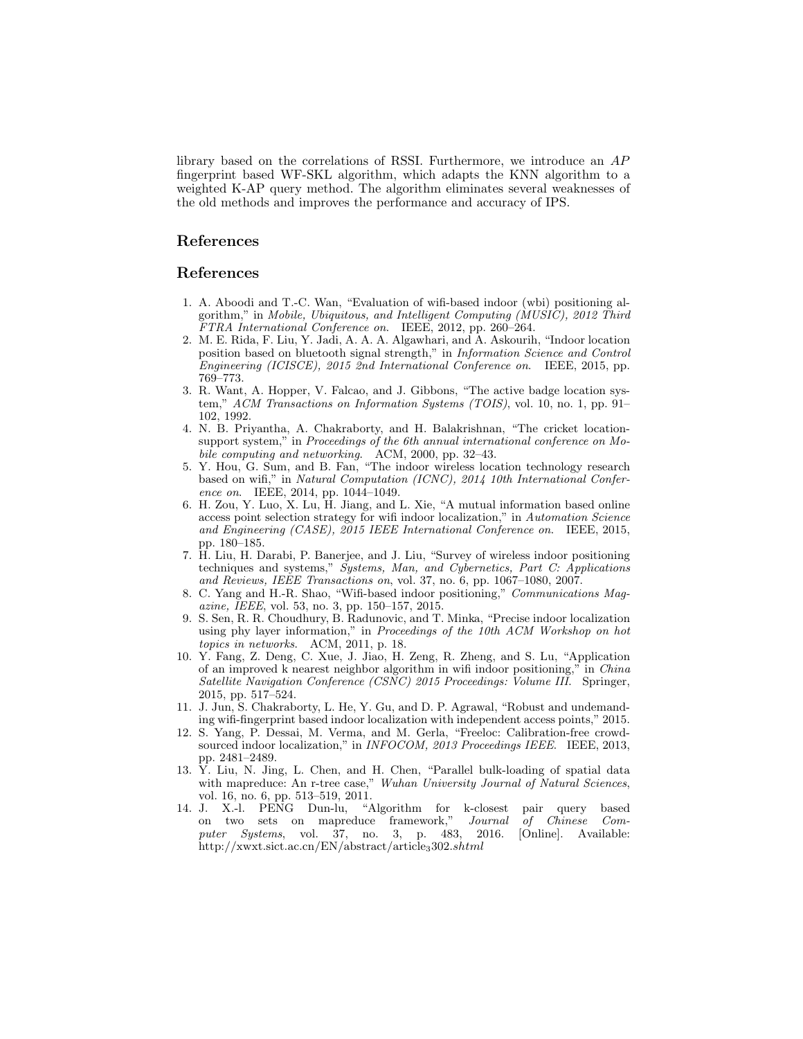library based on the correlations of RSSI. Furthermore, we introduce an *AP* fingerprint based WF-SKL algorithm, which adapts the KNN algorithm to a weighted K-AP query method. The algorithm eliminates several weaknesses of the old methods and improves the performance and accuracy of IPS.

## References

## References

1. A. Aboodi and T.-C. Wan, "Evaluation of wifi-based indoor (wbi) positioning algorithm," in *Mobile, Ubiquitous, and Intelligent Computing (MUSIC), 2012 Third FTRA International Conference on*. IEEE, 2012, pp. 260–264.
2. M. E. Rida, F. Liu, Y. Jadi, A. A. A. Algawhari, and A. Askourih, "Indoor location position based on bluetooth signal strength," in *Information Science and Control Engineering (ICISCE), 2015 2nd International Conference on*. IEEE, 2015, pp. 769–773.
3. R. Want, A. Hopper, V. Falcao, and J. Gibbons, "The active badge location system," *ACM Transactions on Information Systems (TOIS)*, vol. 10, no. 1, pp. 91–102, 1992.
4. N. B. Priyantha, A. Chakraborty, and H. Balakrishnan, "The cricket location-support system," in *Proceedings of the 6th annual international conference on Mobile computing and networking*. ACM, 2000, pp. 32–43.
5. Y. Hou, G. Sum, and B. Fan, "The indoor wireless location technology research based on wifi," in *Natural Computation (ICNC), 2014 10th International Conference on*. IEEE, 2014, pp. 1044–1049.
6. H. Zou, Y. Luo, X. Lu, H. Jiang, and L. Xie, "A mutual information based online access point selection strategy for wifi indoor localization," in *Automation Science and Engineering (CASE), 2015 IEEE International Conference on*. IEEE, 2015, pp. 180–185.
7. H. Liu, H. Darabi, P. Banerjee, and J. Liu, "Survey of wireless indoor positioning techniques and systems," *Systems, Man, and Cybernetics, Part C: Applications and Reviews, IEEE Transactions on*, vol. 37, no. 6, pp. 1067–1080, 2007.
8. C. Yang and H.-R. Shao, "Wifi-based indoor positioning," *Communications Magazine, IEEE*, vol. 53, no. 3, pp. 150–157, 2015.
9. S. Sen, R. R. Choudhury, B. Radunovic, and T. Minka, "Precise indoor localization using phy layer information," in *Proceedings of the 10th ACM Workshop on hot topics in networks*. ACM, 2011, p. 18.
10. Y. Fang, Z. Deng, C. Xue, J. Jiao, H. Zeng, R. Zheng, and S. Lu, "Application of an improved k nearest neighbor algorithm in wifi indoor positioning," in *China Satellite Navigation Conference (CSNC) 2015 Proceedings: Volume III*. Springer, 2015, pp. 517–524.
11. J. Jun, S. Chakraborty, L. He, Y. Gu, and D. P. Agrawal, "Robust and undemanding wifi-fingerprint based indoor localization with independent access points," 2015.
12. S. Yang, P. Dessai, M. Verma, and M. Gerla, "Freeloc: Calibration-free crowdsourced indoor localization," in *INFOCOM, 2013 Proceedings IEEE*. IEEE, 2013, pp. 2481–2489.
13. Y. Liu, N. Jing, L. Chen, and H. Chen, "Parallel bulk-loading of spatial data with mapreduce: An r-tree case," *Wuhan University Journal of Natural Sciences*, vol. 16, no. 6, pp. 513–519, 2011.
14. J. X.-l. PENG Dun-lu, "Algorithm for k-closest pair query based on two sets on mapreduce framework," *Journal of Chinese Computer Systems*, vol. 37, no. 3, p. 483, 2016. [Online]. Available: http://xwxt.sict.ac.cn/EN/abstract/article$_3$302.*shtml*